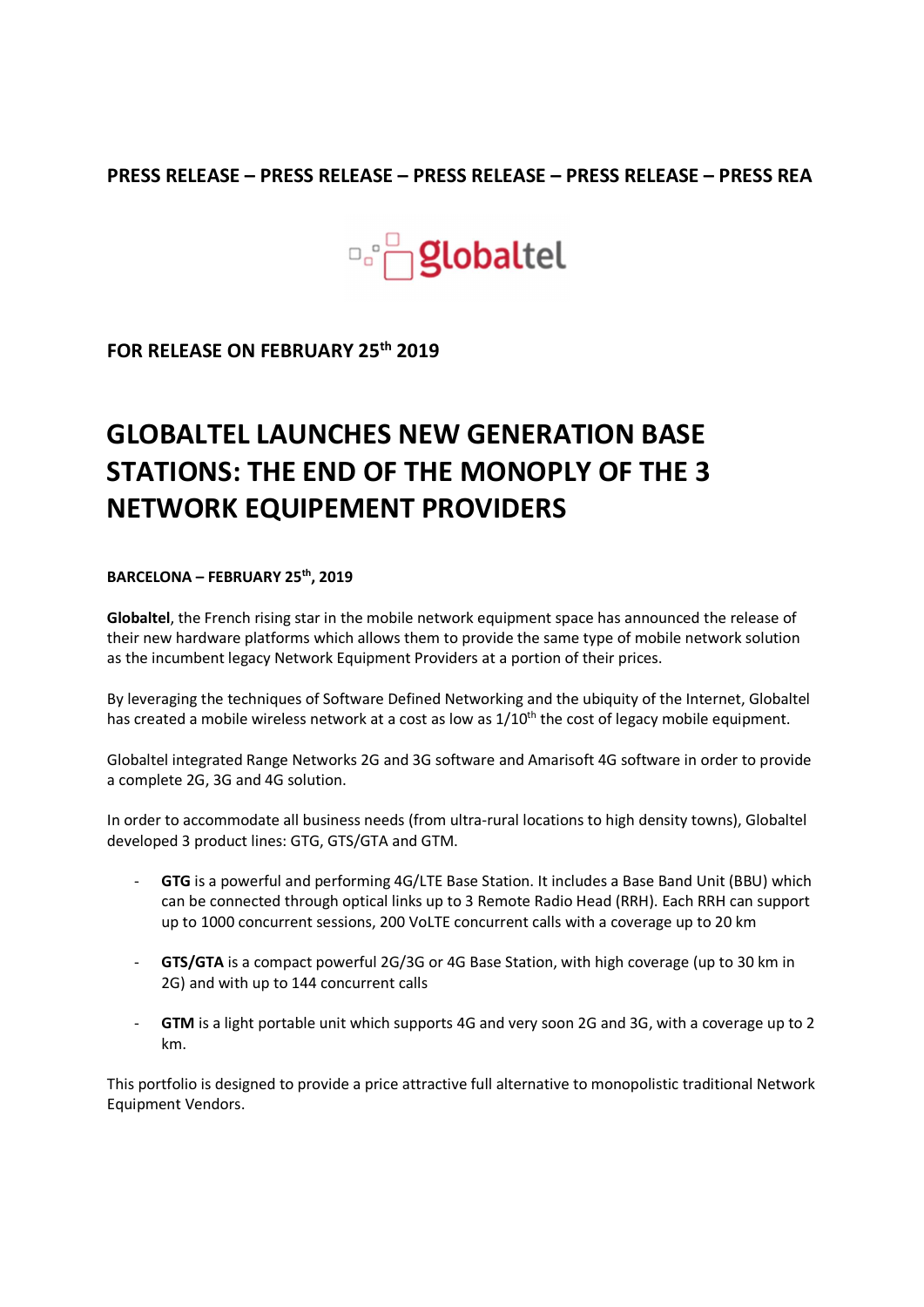**PRESS RELEASE – PRESS RELEASE – PRESS RELEASE – PRESS RELEASE – PRESS REA**

**FOR RELEASE ON FEBRUARY 25th 2019**

# GLOBALTEL LAUNCHES NEW GENERATION BASE STATIONS: THE END OF THE MONOPLY OF THE 3 NETWORK EQUIPEMENT PROVIDERS

**BARCELONA – FEBRUARY 25th, 2019**

**Globaltel**, the French rising star in the mobile network equipment space has announced the release of their new hardware platforms which allows them to provide the same type of mobile network solution as the incumbent legacy Network Equipment Providers at a portion of their prices.

By leveraging the techniques of Software Defined Networking and the ubiquity of the Internet, Globaltel has created a mobile wireless network at a cost as low as 1/10th the cost of legacy mobile equipment.

Globaltel integrated Range Networks 2G and 3G software and Amarisoft 4G software in order to provide a complete 2G, 3G and 4G solution.

In order to accommodate all business needs (from ultra-rural locations to high density towns), Globaltel developed 3 product lines: GTG, GTS/GTA and GTM.

- **GTG** is a powerful and performing 4G/LTE Base Station. It includes a Base Band Unit (BBU) which can be connected through optical links up to 3 Remote Radio Head (RRH). Each RRH can support up to 1000 concurrent sessions, 200 VoLTE concurrent calls with a coverage up to 20 km
- **GTS/GTA** is a compact powerful 2G/3G or 4G Base Station, with high coverage (up to 30 km in 2G) and with up to 144 concurrent calls
- **GTM** is a light portable unit which supports 4G and very soon 2G and 3G, with a coverage up to 2 km.

This portfolio is designed to provide a price attractive full alternative to monopolistic traditional Network Equipment Vendors.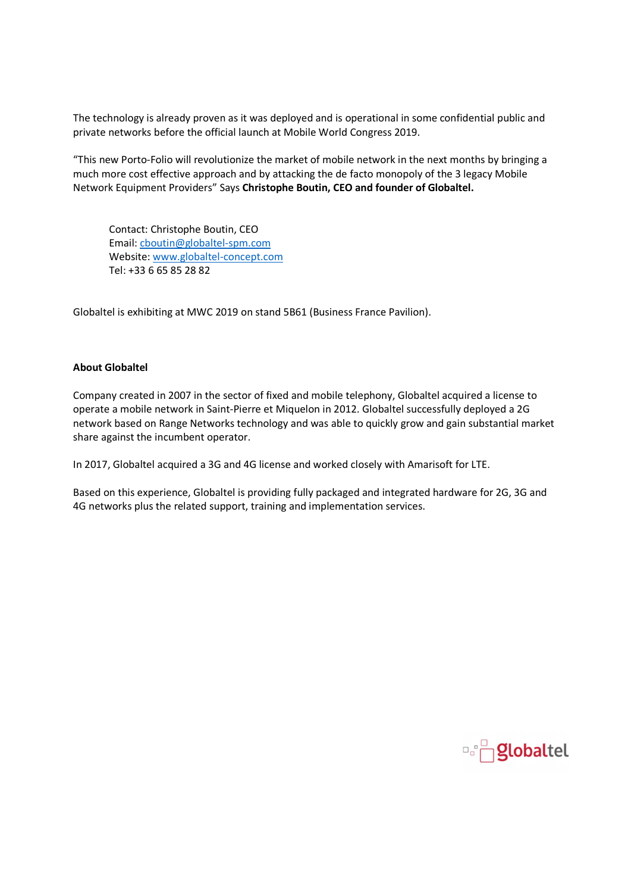The technology is already proven as it was deployed and is operational in some confidential public and private networks before the official launch at Mobile World Congress 2019.

"This new Porto-Folio will revolutionize the market of mobile network in the next months by bringing a much more cost effective approach and by attacking the de facto monopoly of the 3 legacy Mobile Network Equipment Providers" Says **Christophe Boutin, CEO and founder of Globaltel.**

Contact: Christophe Boutin, CEO
Email: cboutin@globaltel-spm.com
Website: www.globaltel-concept.com
Tel: +33 6 65 85 28 82

Globaltel is exhibiting at MWC 2019 on stand 5B61 (Business France Pavilion).

**About Globaltel**

Company created in 2007 in the sector of fixed and mobile telephony, Globaltel acquired a license to operate a mobile network in Saint-Pierre et Miquelon in 2012. Globaltel successfully deployed a 2G network based on Range Networks technology and was able to quickly grow and gain substantial market share against the incumbent operator.

In 2017, Globaltel acquired a 3G and 4G license and worked closely with Amarisoft for LTE.

Based on this experience, Globaltel is providing fully packaged and integrated hardware for 2G, 3G and 4G networks plus the related support, training and implementation services.

globaltel